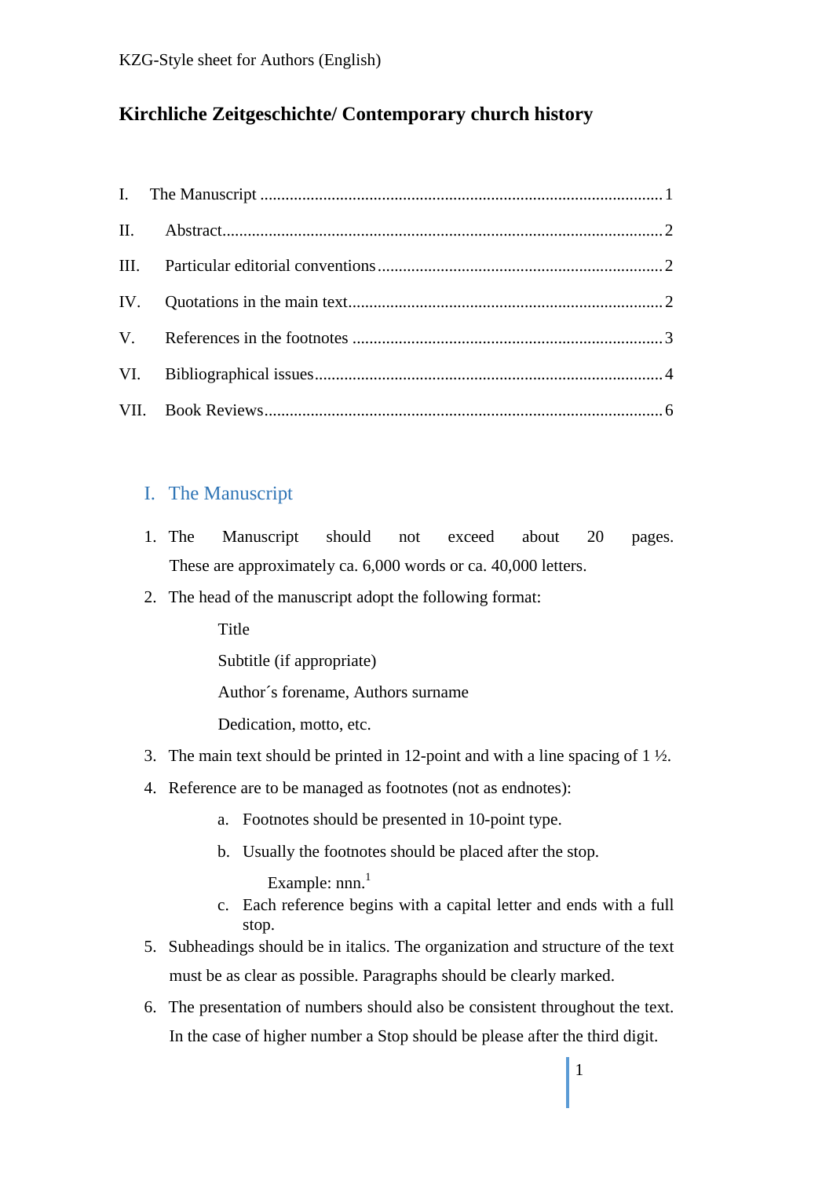KZG-Style sheet for Authors (English)

# Kirchliche Zeitgeschichte/ Contemporary church history

I. The Manuscript ........................................ 1

II. Abstract ........................................ 2

III. Particular editorial conventions ........................................ 2

IV. Quotations in the main text ........................................ 2

V. References in the footnotes ........................................ 3

VI. Bibliographical issues ........................................ 4

VII. Book Reviews ........................................ 6

## I. The Manuscript

1. The Manuscript should not exceed about 20 pages. These are approximately ca. 6,000 words or ca. 40,000 letters.
2. The head of the manuscript adopt the following format:

   Title

   Subtitle (if appropriate)

   Author´s forename, Authors surname

   Dedication, motto, etc.

3. The main text should be printed in 12-point and with a line spacing of 1 ½.
4. Reference are to be managed as footnotes (not as endnotes):
   a. Footnotes should be presented in 10-point type.
   b. Usually the footnotes should be placed after the stop.

      Example: nnn.[1]

   c. Each reference begins with a capital letter and ends with a full stop.
5. Subheadings should be in italics. The organization and structure of the text must be as clear as possible. Paragraphs should be clearly marked.
6. The presentation of numbers should also be consistent throughout the text. In the case of higher number a Stop should be please after the third digit.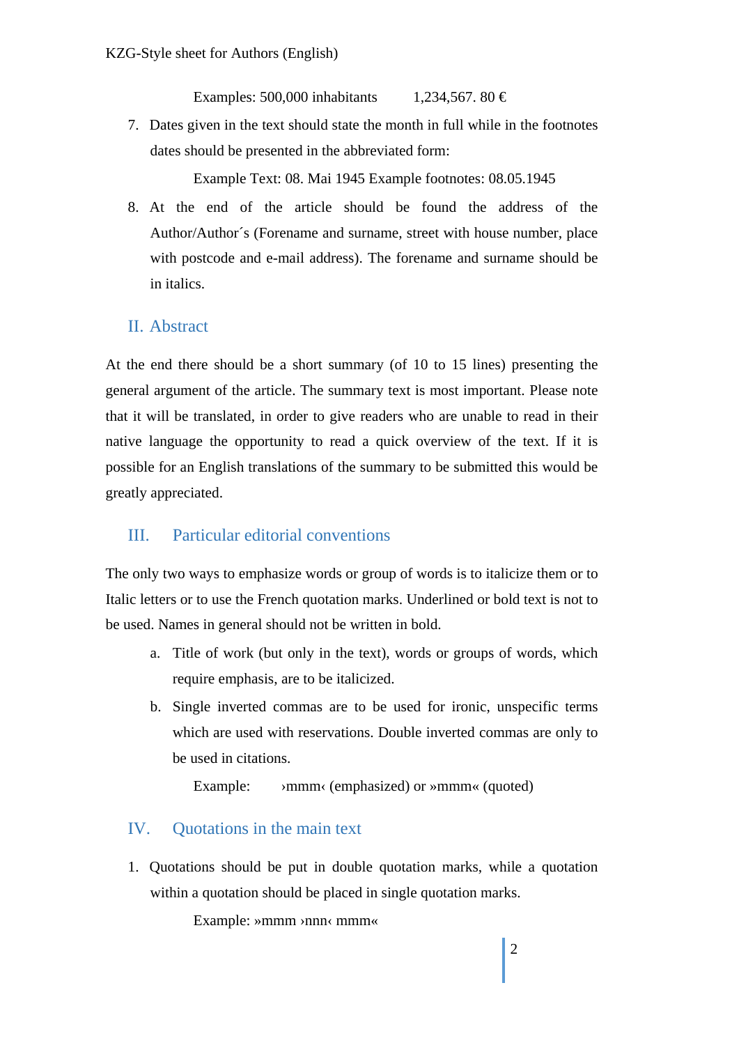Examples: 500,000 inhabitants 1,234,567. 80 €

7. Dates given in the text should state the month in full while in the footnotes dates should be presented in the abbreviated form:

   Example Text: 08. Mai 1945 Example footnotes: 08.05.1945

8. At the end of the article should be found the address of the Author/Author´s (Forename and surname, street with house number, place with postcode and e-mail address). The forename and surname should be in italics.

## II. Abstract

At the end there should be a short summary (of 10 to 15 lines) presenting the general argument of the article. The summary text is most important. Please note that it will be translated, in order to give readers who are unable to read in their native language the opportunity to read a quick overview of the text. If it is possible for an English translations of the summary to be submitted this would be greatly appreciated.

## III. Particular editorial conventions

The only two ways to emphasize words or group of words is to italicize them or to Italic letters or to use the French quotation marks. Underlined or bold text is not to be used. Names in general should not be written in bold.

a. Title of work (but only in the text), words or groups of words, which require emphasis, are to be italicized.

b. Single inverted commas are to be used for ironic, unspecific terms which are used with reservations. Double inverted commas are only to be used in citations.

   Example: ›mmm‹ (emphasized) or »mmm« (quoted)

## IV. Quotations in the main text

1. Quotations should be put in double quotation marks, while a quotation within a quotation should be placed in single quotation marks.

   Example: »mmm ›nnn‹ mmm«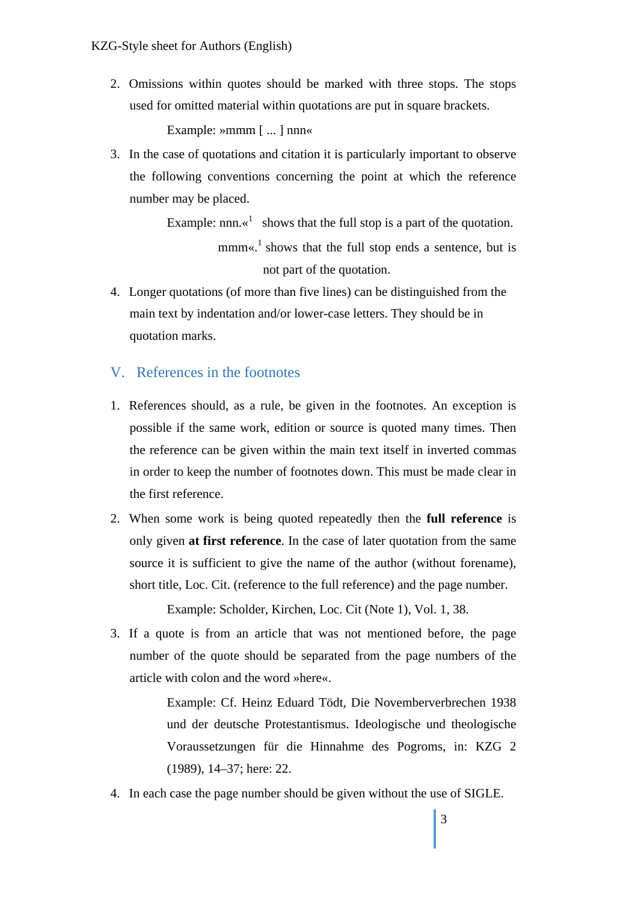2. Omissions within quotes should be marked with three stops. The stops used for omitted material within quotations are put in square brackets.

   Example: »mmm [ ... ] nnn«

3. In the case of quotations and citation it is particularly important to observe the following conventions concerning the point at which the reference number may be placed.

   Example: nnn.«[1] shows that the full stop is a part of the quotation.

   mmm«.[1] shows that the full stop ends a sentence, but is not part of the quotation.

4. Longer quotations (of more than five lines) can be distinguished from the main text by indentation and/or lower-case letters. They should be in quotation marks.

## V. References in the footnotes

1. References should, as a rule, be given in the footnotes. An exception is possible if the same work, edition or source is quoted many times. Then the reference can be given within the main text itself in inverted commas in order to keep the number of footnotes down. This must be made clear in the first reference.

2. When some work is being quoted repeatedly then the **full reference** is only given **at first reference**. In the case of later quotation from the same source it is sufficient to give the name of the author (without forename), short title, Loc. Cit. (reference to the full reference) and the page number.

   Example: Scholder, Kirchen, Loc. Cit (Note 1), Vol. 1, 38.

3. If a quote is from an article that was not mentioned before, the page number of the quote should be separated from the page numbers of the article with colon and the word »here«.

   Example: Cf. Heinz Eduard Tödt, Die Novemberverbrechen 1938 und der deutsche Protestantismus. Ideologische und theologische Voraussetzungen für die Hinnahme des Pogroms, in: KZG 2 (1989), 14–37; here: 22.

4. In each case the page number should be given without the use of SIGLE.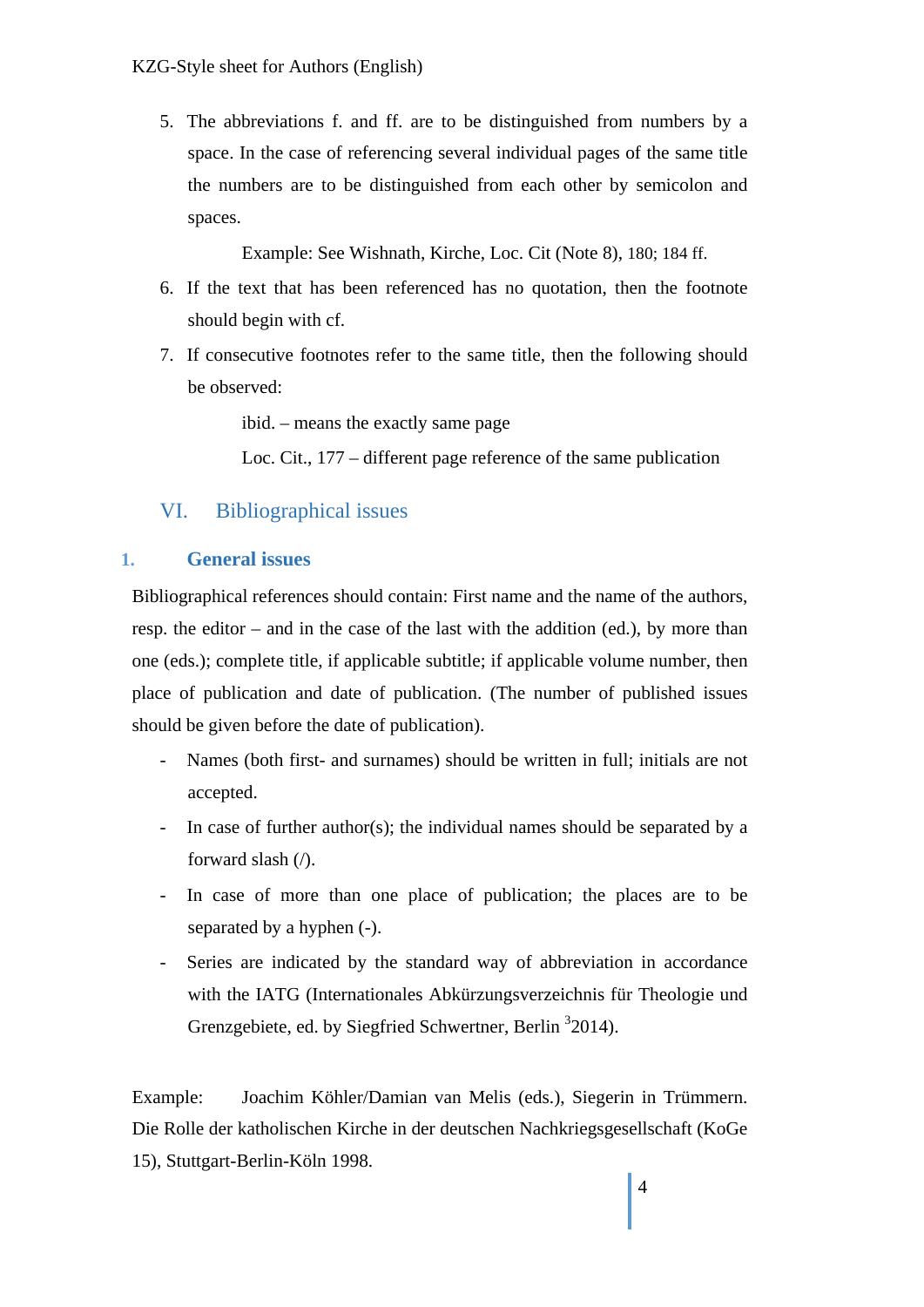5. The abbreviations f. and ff. are to be distinguished from numbers by a space. In the case of referencing several individual pages of the same title the numbers are to be distinguished from each other by semicolon and spaces.

   Example: See Wishnath, Kirche, Loc. Cit (Note 8), 180; 184 ff.

6. If the text that has been referenced has no quotation, then the footnote should begin with cf.

7. If consecutive footnotes refer to the same title, then the following should be observed:

   ibid. – means the exactly same page

   Loc. Cit., 177 – different page reference of the same publication

## VI. Bibliographical issues

### 1. General issues

Bibliographical references should contain: First name and the name of the authors, resp. the editor – and in the case of the last with the addition (ed.), by more than one (eds.); complete title, if applicable subtitle; if applicable volume number, then place of publication and date of publication. (The number of published issues should be given before the date of publication).

- Names (both first- and surnames) should be written in full; initials are not accepted.
- In case of further author(s); the individual names should be separated by a forward slash (/).
- In case of more than one place of publication; the places are to be separated by a hyphen (-).
- Series are indicated by the standard way of abbreviation in accordance with the IATG (Internationales Abkürzungsverzeichnis für Theologie und Grenzgebiete, ed. by Siegfried Schwertner, Berlin $^{3}$2014).

Example: Joachim Köhler/Damian van Melis (eds.), Siegerin in Trümmern. Die Rolle der katholischen Kirche in der deutschen Nachkriegsgesellschaft (KoGe 15), Stuttgart-Berlin-Köln 1998.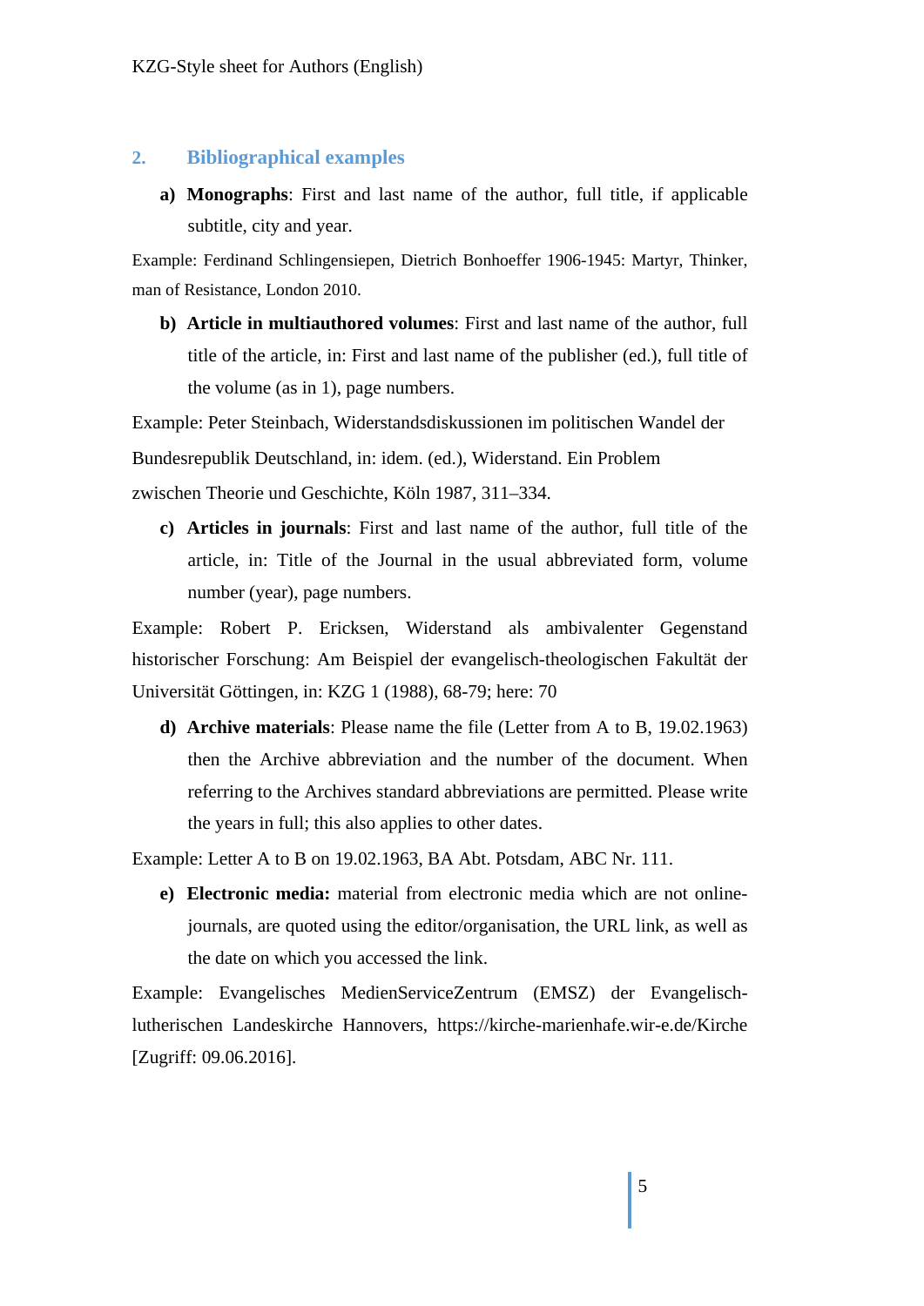## 2. Bibliographical examples

a) **Monographs**: First and last name of the author, full title, if applicable subtitle, city and year.

Example: Ferdinand Schlingensiepen, Dietrich Bonhoeffer 1906-1945: Martyr, Thinker, man of Resistance, London 2010.

b) **Article in multiauthored volumes**: First and last name of the author, full title of the article, in: First and last name of the publisher (ed.), full title of the volume (as in 1), page numbers.

Example: Peter Steinbach, Widerstandsdiskussionen im politischen Wandel der Bundesrepublik Deutschland, in: idem. (ed.), Widerstand. Ein Problem zwischen Theorie und Geschichte, Köln 1987, 311–334.

c) **Articles in journals**: First and last name of the author, full title of the article, in: Title of the Journal in the usual abbreviated form, volume number (year), page numbers.

Example: Robert P. Ericksen, Widerstand als ambivalenter Gegenstand historischer Forschung: Am Beispiel der evangelisch-theologischen Fakultät der Universität Göttingen, in: KZG 1 (1988), 68-79; here: 70

d) **Archive materials**: Please name the file (Letter from A to B, 19.02.1963) then the Archive abbreviation and the number of the document. When referring to the Archives standard abbreviations are permitted. Please write the years in full; this also applies to other dates.

Example: Letter A to B on 19.02.1963, BA Abt. Potsdam, ABC Nr. 111.

e) **Electronic media:** material from electronic media which are not online-journals, are quoted using the editor/organisation, the URL link, as well as the date on which you accessed the link.

Example: Evangelisches MedienServiceZentrum (EMSZ) der Evangelisch-lutherischen Landeskirche Hannovers, https://kirche-marienhafe.wir-e.de/Kirche [Zugriff: 09.06.2016].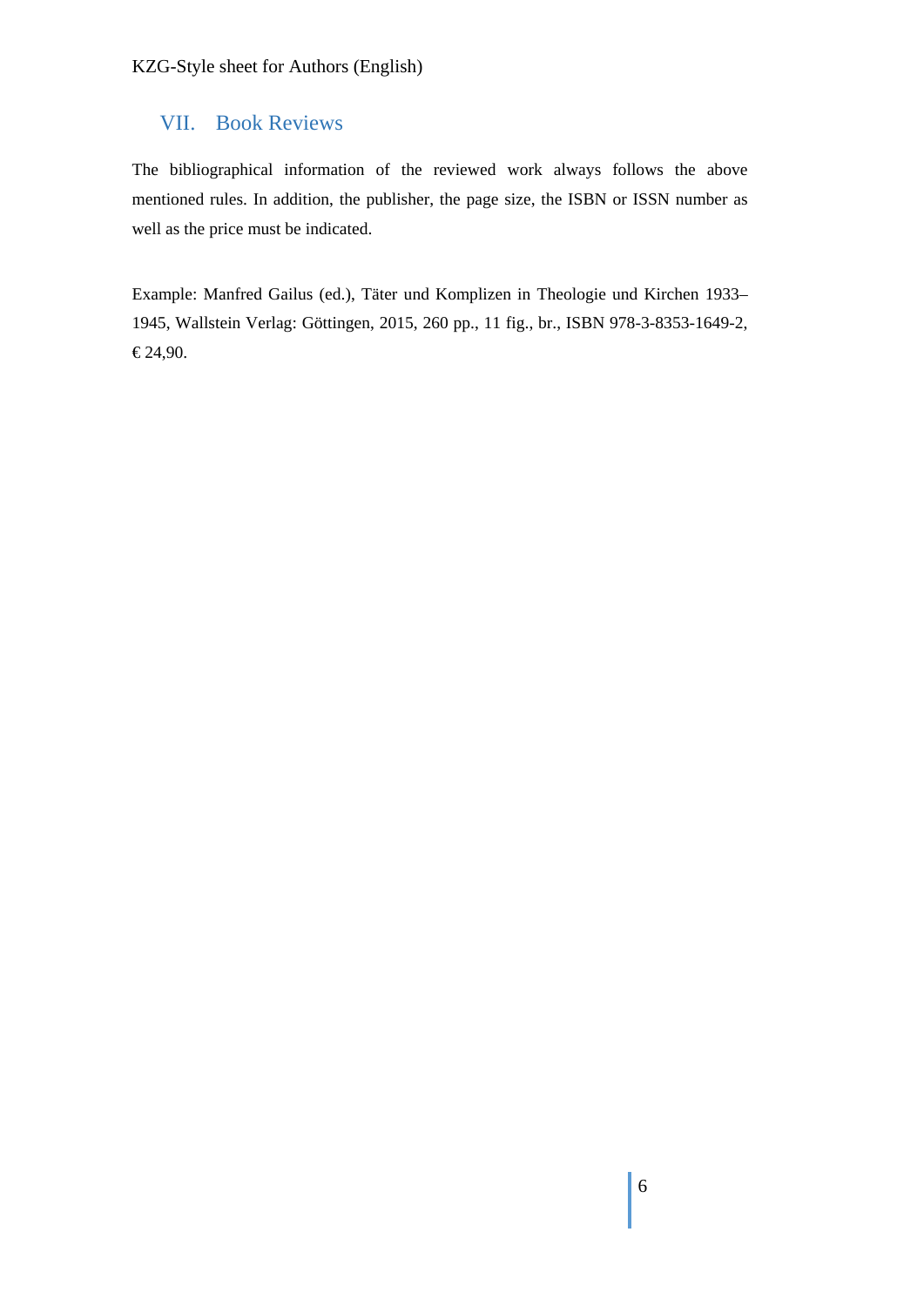## VII. Book Reviews

The bibliographical information of the reviewed work always follows the above mentioned rules. In addition, the publisher, the page size, the ISBN or ISSN number as well as the price must be indicated.

Example: Manfred Gailus (ed.), Täter und Komplizen in Theologie und Kirchen 1933–1945, Wallstein Verlag: Göttingen, 2015, 260 pp., 11 fig., br., ISBN 978-3-8353-1649-2, € 24,90.